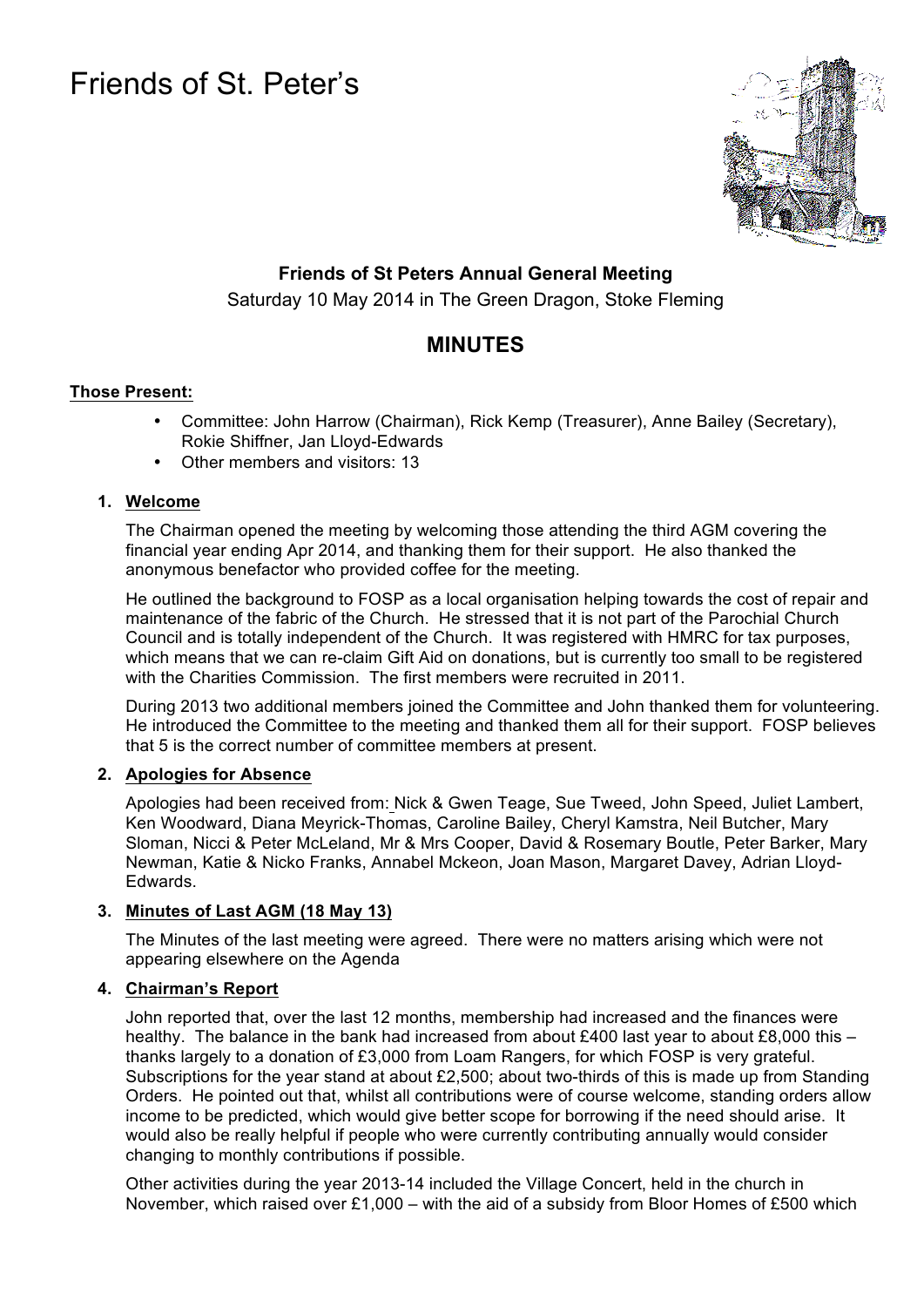# Friends of St. Peter's

**Friends of St Peters Annual General Meeting**

Saturday 10 May 2014 in The Green Dragon, Stoke Fleming

## MINUTES

**Those Present:**

- Committee: John Harrow (Chairman), Rick Kemp (Treasurer), Anne Bailey (Secretary), Rokie Shiffner, Jan Lloyd-Edwards
- Other members and visitors: 13

1. **Welcome**

   The Chairman opened the meeting by welcoming those attending the third AGM covering the financial year ending Apr 2014, and thanking them for their support. He also thanked the anonymous benefactor who provided coffee for the meeting.

   He outlined the background to FOSP as a local organisation helping towards the cost of repair and maintenance of the fabric of the Church. He stressed that it is not part of the Parochial Church Council and is totally independent of the Church. It was registered with HMRC for tax purposes, which means that we can re-claim Gift Aid on donations, but is currently too small to be registered with the Charities Commission. The first members were recruited in 2011.

   During 2013 two additional members joined the Committee and John thanked them for volunteering. He introduced the Committee to the meeting and thanked them all for their support. FOSP believes that 5 is the correct number of committee members at present.

2. **Apologies for Absence**

   Apologies had been received from: Nick & Gwen Teage, Sue Tweed, John Speed, Juliet Lambert, Ken Woodward, Diana Meyrick-Thomas, Caroline Bailey, Cheryl Kamstra, Neil Butcher, Mary Sloman, Nicci & Peter McLeland, Mr & Mrs Cooper, David & Rosemary Boutle, Peter Barker, Mary Newman, Katie & Nicko Franks, Annabel Mckeon, Joan Mason, Margaret Davey, Adrian Lloyd-Edwards.

3. **Minutes of Last AGM (18 May 13)**

   The Minutes of the last meeting were agreed. There were no matters arising which were not appearing elsewhere on the Agenda

4. **Chairman's Report**

   John reported that, over the last 12 months, membership had increased and the finances were healthy. The balance in the bank had increased from about £400 last year to about £8,000 this – thanks largely to a donation of £3,000 from Loam Rangers, for which FOSP is very grateful. Subscriptions for the year stand at about £2,500; about two-thirds of this is made up from Standing Orders. He pointed out that, whilst all contributions were of course welcome, standing orders allow income to be predicted, which would give better scope for borrowing if the need should arise. It would also be really helpful if people who were currently contributing annually would consider changing to monthly contributions if possible.

   Other activities during the year 2013-14 included the Village Concert, held in the church in November, which raised over £1,000 – with the aid of a subsidy from Bloor Homes of £500 which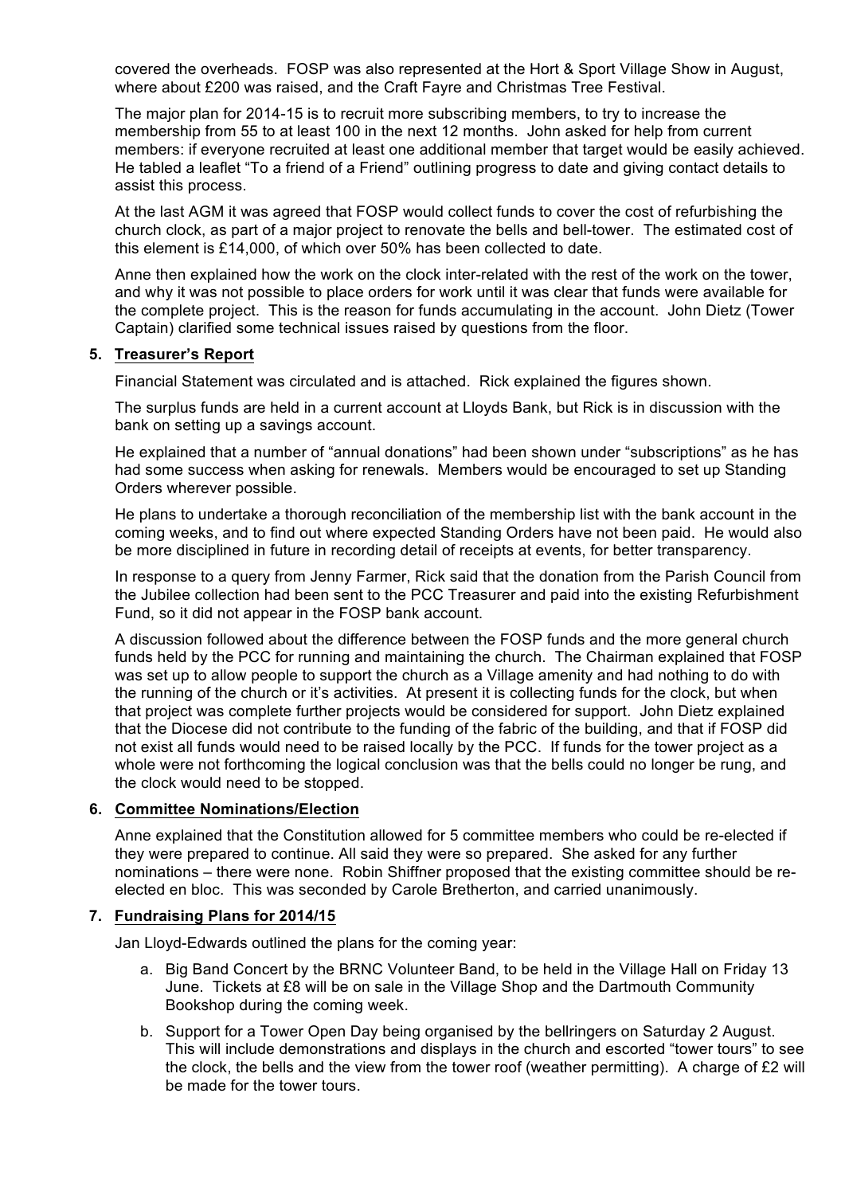covered the overheads. FOSP was also represented at the Hort & Sport Village Show in August, where about £200 was raised, and the Craft Fayre and Christmas Tree Festival.

The major plan for 2014-15 is to recruit more subscribing members, to try to increase the membership from 55 to at least 100 in the next 12 months. John asked for help from current members: if everyone recruited at least one additional member that target would be easily achieved. He tabled a leaflet "To a friend of a Friend" outlining progress to date and giving contact details to assist this process.

At the last AGM it was agreed that FOSP would collect funds to cover the cost of refurbishing the church clock, as part of a major project to renovate the bells and bell-tower. The estimated cost of this element is £14,000, of which over 50% has been collected to date.

Anne then explained how the work on the clock inter-related with the rest of the work on the tower, and why it was not possible to place orders for work until it was clear that funds were available for the complete project. This is the reason for funds accumulating in the account. John Dietz (Tower Captain) clarified some technical issues raised by questions from the floor.

**5. Treasurer's Report**

Financial Statement was circulated and is attached. Rick explained the figures shown.

The surplus funds are held in a current account at Lloyds Bank, but Rick is in discussion with the bank on setting up a savings account.

He explained that a number of "annual donations" had been shown under "subscriptions" as he has had some success when asking for renewals. Members would be encouraged to set up Standing Orders wherever possible.

He plans to undertake a thorough reconciliation of the membership list with the bank account in the coming weeks, and to find out where expected Standing Orders have not been paid. He would also be more disciplined in future in recording detail of receipts at events, for better transparency.

In response to a query from Jenny Farmer, Rick said that the donation from the Parish Council from the Jubilee collection had been sent to the PCC Treasurer and paid into the existing Refurbishment Fund, so it did not appear in the FOSP bank account.

A discussion followed about the difference between the FOSP funds and the more general church funds held by the PCC for running and maintaining the church. The Chairman explained that FOSP was set up to allow people to support the church as a Village amenity and had nothing to do with the running of the church or it's activities. At present it is collecting funds for the clock, but when that project was complete further projects would be considered for support. John Dietz explained that the Diocese did not contribute to the funding of the fabric of the building, and that if FOSP did not exist all funds would need to be raised locally by the PCC. If funds for the tower project as a whole were not forthcoming the logical conclusion was that the bells could no longer be rung, and the clock would need to be stopped.

**6. Committee Nominations/Election**

Anne explained that the Constitution allowed for 5 committee members who could be re-elected if they were prepared to continue. All said they were so prepared. She asked for any further nominations – there were none. Robin Shiffner proposed that the existing committee should be re-elected en bloc. This was seconded by Carole Bretherton, and carried unanimously.

**7. Fundraising Plans for 2014/15**

Jan Lloyd-Edwards outlined the plans for the coming year:

a. Big Band Concert by the BRNC Volunteer Band, to be held in the Village Hall on Friday 13 June. Tickets at £8 will be on sale in the Village Shop and the Dartmouth Community Bookshop during the coming week.

b. Support for a Tower Open Day being organised by the bellringers on Saturday 2 August. This will include demonstrations and displays in the church and escorted "tower tours" to see the clock, the bells and the view from the tower roof (weather permitting). A charge of £2 will be made for the tower tours.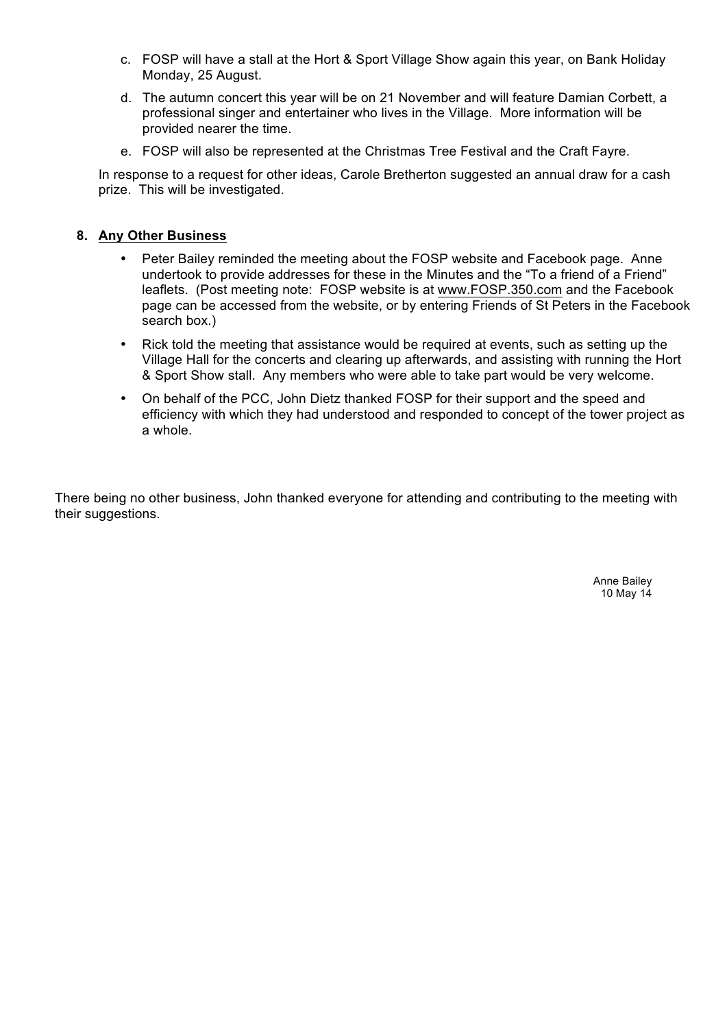c. FOSP will have a stall at the Hort & Sport Village Show again this year, on Bank Holiday Monday, 25 August.

d. The autumn concert this year will be on 21 November and will feature Damian Corbett, a professional singer and entertainer who lives in the Village. More information will be provided nearer the time.

e. FOSP will also be represented at the Christmas Tree Festival and the Craft Fayre.

In response to a request for other ideas, Carole Bretherton suggested an annual draw for a cash prize. This will be investigated.

## 8. Any Other Business

- Peter Bailey reminded the meeting about the FOSP website and Facebook page. Anne undertook to provide addresses for these in the Minutes and the "To a friend of a Friend" leaflets. (Post meeting note: FOSP website is at www.FOSP.350.com and the Facebook page can be accessed from the website, or by entering Friends of St Peters in the Facebook search box.)
- Rick told the meeting that assistance would be required at events, such as setting up the Village Hall for the concerts and clearing up afterwards, and assisting with running the Hort & Sport Show stall. Any members who were able to take part would be very welcome.
- On behalf of the PCC, John Dietz thanked FOSP for their support and the speed and efficiency with which they had understood and responded to concept of the tower project as a whole.

There being no other business, John thanked everyone for attending and contributing to the meeting with their suggestions.

Anne Bailey
10 May 14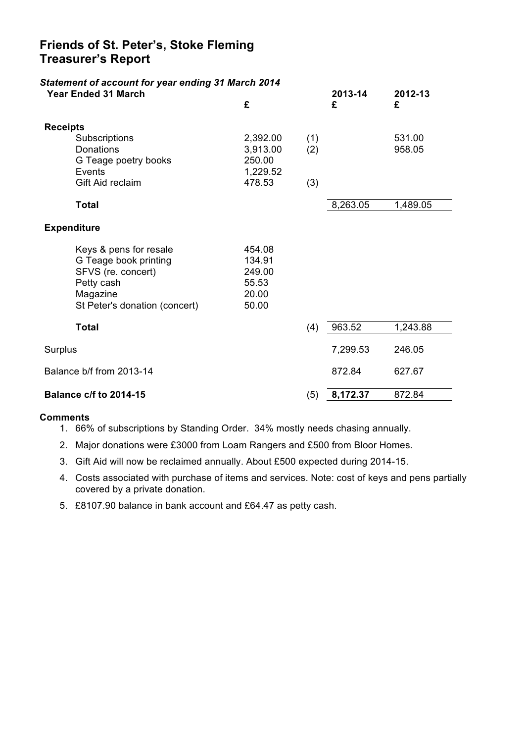# Friends of St. Peter's, Stoke Fleming
# Treasurer's Report

***Statement of account for year ending 31 March 2014***

| Year Ended 31 March | £ | | 2013-14<br>£ | 2012-13<br>£ |
|---|---|---|---|---|
| **Receipts** | | | | |
| Subscriptions | 2,392.00 | (1) | | 531.00 |
| Donations | 3,913.00 | (2) | | 958.05 |
| G Teage poetry books | 250.00 | | | |
| Events | 1,229.52 | | | |
| Gift Aid reclaim | 478.53 | (3) | | |
| **Total** | | | 8,263.05 | 1,489.05 |
| **Expenditure** | | | | |
| Keys & pens for resale | 454.08 | | | |
| G Teage book printing | 134.91 | | | |
| SFVS (re. concert) | 249.00 | | | |
| Petty cash | 55.53 | | | |
| Magazine | 20.00 | | | |
| St Peter's donation (concert) | 50.00 | | | |
| **Total** | | (4) | 963.52 | 1,243.88 |
| Surplus | | | 7,299.53 | 246.05 |
| Balance b/f from 2013-14 | | | 872.84 | 627.67 |
| **Balance c/f to 2014-15** | | (5) | **8,172.37** | 872.84 |

**Comments**

1. 66% of subscriptions by Standing Order. 34% mostly needs chasing annually.
2. Major donations were £3000 from Loam Rangers and £500 from Bloor Homes.
3. Gift Aid will now be reclaimed annually. About £500 expected during 2014-15.
4. Costs associated with purchase of items and services. Note: cost of keys and pens partially covered by a private donation.
5. £8107.90 balance in bank account and £64.47 as petty cash.